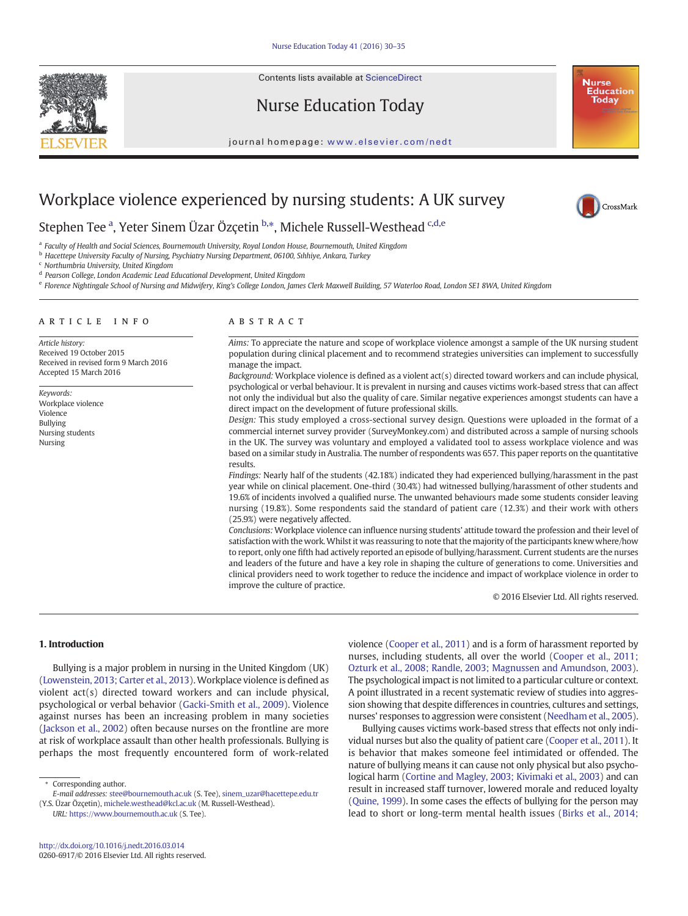# Workplace violence experienced by nursing students: A UK survey

Stephen Tee [a], Yeter Sinem Üzar Özçetin [b,*], Michele Russell-Westhead [c,d,e]

[a] Faculty of Health and Social Sciences, Bournemouth University, Royal London House, Bournemouth, United Kingdom
[b] Hacettepe University Faculty of Nursing, Psychiatry Nursing Department, 06100, Sıhhiye, Ankara, Turkey
[c] Northumbria University, United Kingdom
[d] Pearson College, London Academic Lead Educational Development, United Kingdom
[e] Florence Nightingale School of Nursing and Midwifery, King's College London, James Clerk Maxwell Building, 57 Waterloo Road, London SE1 8WA, United Kingdom

## ARTICLE INFO

*Article history:*
Received 19 October 2015
Received in revised form 9 March 2016
Accepted 15 March 2016

*Keywords:*
Workplace violence
Violence
Bullying
Nursing students
Nursing

## ABSTRACT

*Aims:* To appreciate the nature and scope of workplace violence amongst a sample of the UK nursing student population during clinical placement and to recommend strategies universities can implement to successfully manage the impact.

*Background:* Workplace violence is defined as a violent act(s) directed toward workers and can include physical, psychological or verbal behaviour. It is prevalent in nursing and causes victims work-based stress that can affect not only the individual but also the quality of care. Similar negative experiences amongst students can have a direct impact on the development of future professional skills.

*Design:* This study employed a cross-sectional survey design. Questions were uploaded in the format of a commercial internet survey provider (SurveyMonkey.com) and distributed across a sample of nursing schools in the UK. The survey was voluntary and employed a validated tool to assess workplace violence and was based on a similar study in Australia. The number of respondents was 657. This paper reports on the quantitative results.

*Findings:* Nearly half of the students (42.18%) indicated they had experienced bullying/harassment in the past year while on clinical placement. One-third (30.4%) had witnessed bullying/harassment of other students and 19.6% of incidents involved a qualified nurse. The unwanted behaviours made some students consider leaving nursing (19.8%). Some respondents said the standard of patient care (12.3%) and their work with others (25.9%) were negatively affected.

*Conclusions:* Workplace violence can influence nursing students' attitude toward the profession and their level of satisfaction with the work. Whilst it was reassuring to note that the majority of the participants knew where/how to report, only one fifth had actively reported an episode of bullying/harassment. Current students are the nurses and leaders of the future and have a key role in shaping the culture of generations to come. Universities and clinical providers need to work together to reduce the incidence and impact of workplace violence in order to improve the culture of practice.

© 2016 Elsevier Ltd. All rights reserved.

## 1. Introduction

Bullying is a major problem in nursing in the United Kingdom (UK) (Lowenstein, 2013; Carter et al., 2013). Workplace violence is defined as violent act(s) directed toward workers and can include physical, psychological or verbal behavior (Gacki-Smith et al., 2009). Violence against nurses has been an increasing problem in many societies (Jackson et al., 2002) often because nurses on the frontline are more at risk of workplace assault than other health professionals. Bullying is perhaps the most frequently encountered form of work-related violence (Cooper et al., 2011) and is a form of harassment reported by nurses, including students, all over the world (Cooper et al., 2011; Ozturk et al., 2008; Randle, 2003; Magnussen and Amundson, 2003). The psychological impact is not limited to a particular culture or context. A point illustrated in a recent systematic review of studies into aggression showing that despite differences in countries, cultures and settings, nurses' responses to aggression were consistent (Needham et al., 2005).

Bullying causes victims work-based stress that effects not only individual nurses but also the quality of patient care (Cooper et al., 2011). It is behavior that makes someone feel intimidated or offended. The nature of bullying means it can cause not only physical but also psychological harm (Cortine and Magley, 2003; Kivimaki et al., 2003) and can result in increased staff turnover, lowered morale and reduced loyalty (Quine, 1999). In some cases the effects of bullying for the person may lead to short or long-term mental health issues (Birks et al., 2014;

\* Corresponding author.
E-mail addresses: stee@bournemouth.ac.uk (S. Tee), sinem_uzar@hacettepe.edu.tr (Y.S. Üzar Özçetin), michele.westhead@kcl.ac.uk (M. Russell-Westhead).
URL: https://www.bournemouth.ac.uk (S. Tee).

http://dx.doi.org/10.1016/j.nedt.2016.03.014
0260-6917/© 2016 Elsevier Ltd. All rights reserved.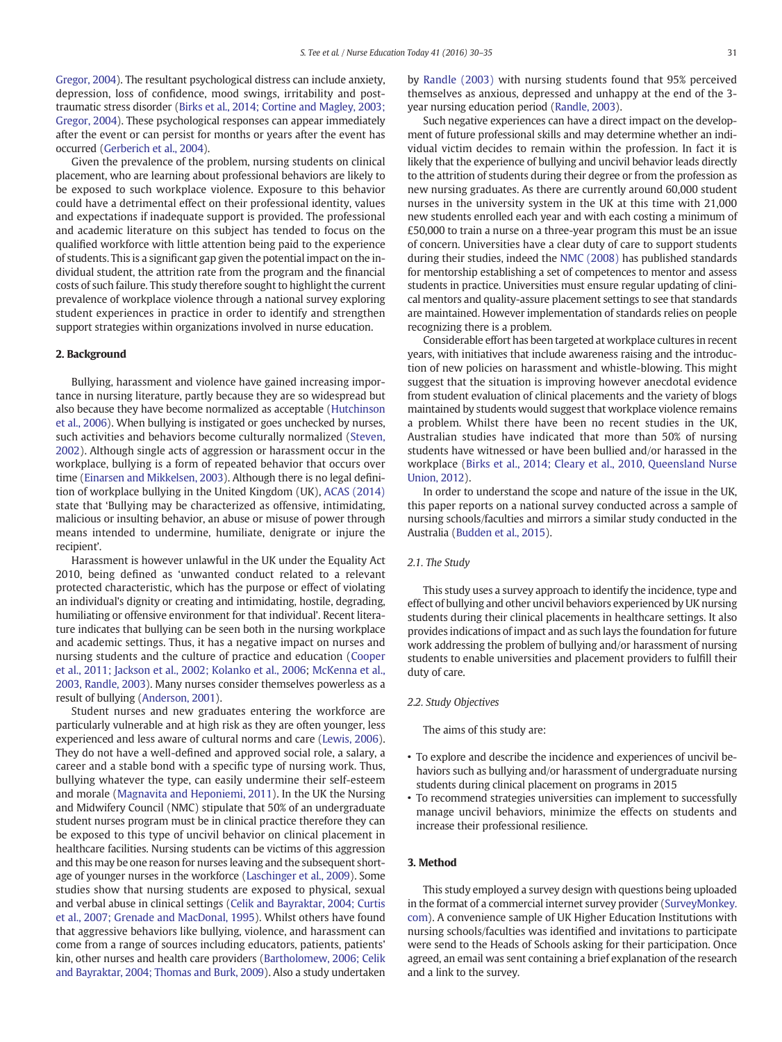Gregor, 2004). The resultant psychological distress can include anxiety, depression, loss of confidence, mood swings, irritability and post-traumatic stress disorder (Birks et al., 2014; Cortine and Magley, 2003; Gregor, 2004). These psychological responses can appear immediately after the event or can persist for months or years after the event has occurred (Gerberich et al., 2004).

Given the prevalence of the problem, nursing students on clinical placement, who are learning about professional behaviors are likely to be exposed to such workplace violence. Exposure to this behavior could have a detrimental effect on their professional identity, values and expectations if inadequate support is provided. The professional and academic literature on this subject has tended to focus on the qualified workforce with little attention being paid to the experience of students. This is a significant gap given the potential impact on the individual student, the attrition rate from the program and the financial costs of such failure. This study therefore sought to highlight the current prevalence of workplace violence through a national survey exploring student experiences in practice in order to identify and strengthen support strategies within organizations involved in nurse education.

## 2. Background

Bullying, harassment and violence have gained increasing importance in nursing literature, partly because they are so widespread but also because they have become normalized as acceptable (Hutchinson et al., 2006). When bullying is instigated or goes unchecked by nurses, such activities and behaviors become culturally normalized (Steven, 2002). Although single acts of aggression or harassment occur in the workplace, bullying is a form of repeated behavior that occurs over time (Einarsen and Mikkelsen, 2003). Although there is no legal definition of workplace bullying in the United Kingdom (UK), ACAS (2014) state that 'Bullying may be characterized as offensive, intimidating, malicious or insulting behavior, an abuse or misuse of power through means intended to undermine, humiliate, denigrate or injure the recipient'.

Harassment is however unlawful in the UK under the Equality Act 2010, being defined as 'unwanted conduct related to a relevant protected characteristic, which has the purpose or effect of violating an individual's dignity or creating and intimidating, hostile, degrading, humiliating or offensive environment for that individual'. Recent literature indicates that bullying can be seen both in the nursing workplace and academic settings. Thus, it has a negative impact on nurses and nursing students and the culture of practice and education (Cooper et al., 2011; Jackson et al., 2002; Kolanko et al., 2006; McKenna et al., 2003, Randle, 2003). Many nurses consider themselves powerless as a result of bullying (Anderson, 2001).

Student nurses and new graduates entering the workforce are particularly vulnerable and at high risk as they are often younger, less experienced and less aware of cultural norms and care (Lewis, 2006). They do not have a well-defined and approved social role, a salary, a career and a stable bond with a specific type of nursing work. Thus, bullying whatever the type, can easily undermine their self-esteem and morale (Magnavita and Heponiemi, 2011). In the UK the Nursing and Midwifery Council (NMC) stipulate that 50% of an undergraduate student nurses program must be in clinical practice therefore they can be exposed to this type of uncivil behavior on clinical placement in healthcare facilities. Nursing students can be victims of this aggression and this may be one reason for nurses leaving and the subsequent shortage of younger nurses in the workforce (Laschinger et al., 2009). Some studies show that nursing students are exposed to physical, sexual and verbal abuse in clinical settings (Celik and Bayraktar, 2004; Curtis et al., 2007; Grenade and MacDonal, 1995). Whilst others have found that aggressive behaviors like bullying, violence, and harassment can come from a range of sources including educators, patients, patients' kin, other nurses and health care providers (Bartholomew, 2006; Celik and Bayraktar, 2004; Thomas and Burk, 2009). Also a study undertaken by Randle (2003) with nursing students found that 95% perceived themselves as anxious, depressed and unhappy at the end of the 3-year nursing education period (Randle, 2003).

Such negative experiences can have a direct impact on the development of future professional skills and may determine whether an individual victim decides to remain within the profession. In fact it is likely that the experience of bullying and uncivil behavior leads directly to the attrition of students during their degree or from the profession as new nursing graduates. As there are currently around 60,000 student nurses in the university system in the UK at this time with 21,000 new students enrolled each year and with each costing a minimum of £50,000 to train a nurse on a three-year program this must be an issue of concern. Universities have a clear duty of care to support students during their studies, indeed the NMC (2008) has published standards for mentorship establishing a set of competences to mentor and assess students in practice. Universities must ensure regular updating of clinical mentors and quality-assure placement settings to see that standards are maintained. However implementation of standards relies on people recognizing there is a problem.

Considerable effort has been targeted at workplace cultures in recent years, with initiatives that include awareness raising and the introduction of new policies on harassment and whistle-blowing. This might suggest that the situation is improving however anecdotal evidence from student evaluation of clinical placements and the variety of blogs maintained by students would suggest that workplace violence remains a problem. Whilst there have been no recent studies in the UK, Australian studies have indicated that more than 50% of nursing students have witnessed or have been bullied and/or harassed in the workplace (Birks et al., 2014; Cleary et al., 2010, Queensland Nurse Union, 2012).

In order to understand the scope and nature of the issue in the UK, this paper reports on a national survey conducted across a sample of nursing schools/faculties and mirrors a similar study conducted in the Australia (Budden et al., 2015).

### 2.1. The Study

This study uses a survey approach to identify the incidence, type and effect of bullying and other uncivil behaviors experienced by UK nursing students during their clinical placements in healthcare settings. It also provides indications of impact and as such lays the foundation for future work addressing the problem of bullying and/or harassment of nursing students to enable universities and placement providers to fulfill their duty of care.

### 2.2. Study Objectives

The aims of this study are:

- To explore and describe the incidence and experiences of uncivil behaviors such as bullying and/or harassment of undergraduate nursing students during clinical placement on programs in 2015
- To recommend strategies universities can implement to successfully manage uncivil behaviors, minimize the effects on students and increase their professional resilience.

## 3. Method

This study employed a survey design with questions being uploaded in the format of a commercial internet survey provider (SurveyMonkey.com). A convenience sample of UK Higher Education Institutions with nursing schools/faculties was identified and invitations to participate were send to the Heads of Schools asking for their participation. Once agreed, an email was sent containing a brief explanation of the research and a link to the survey.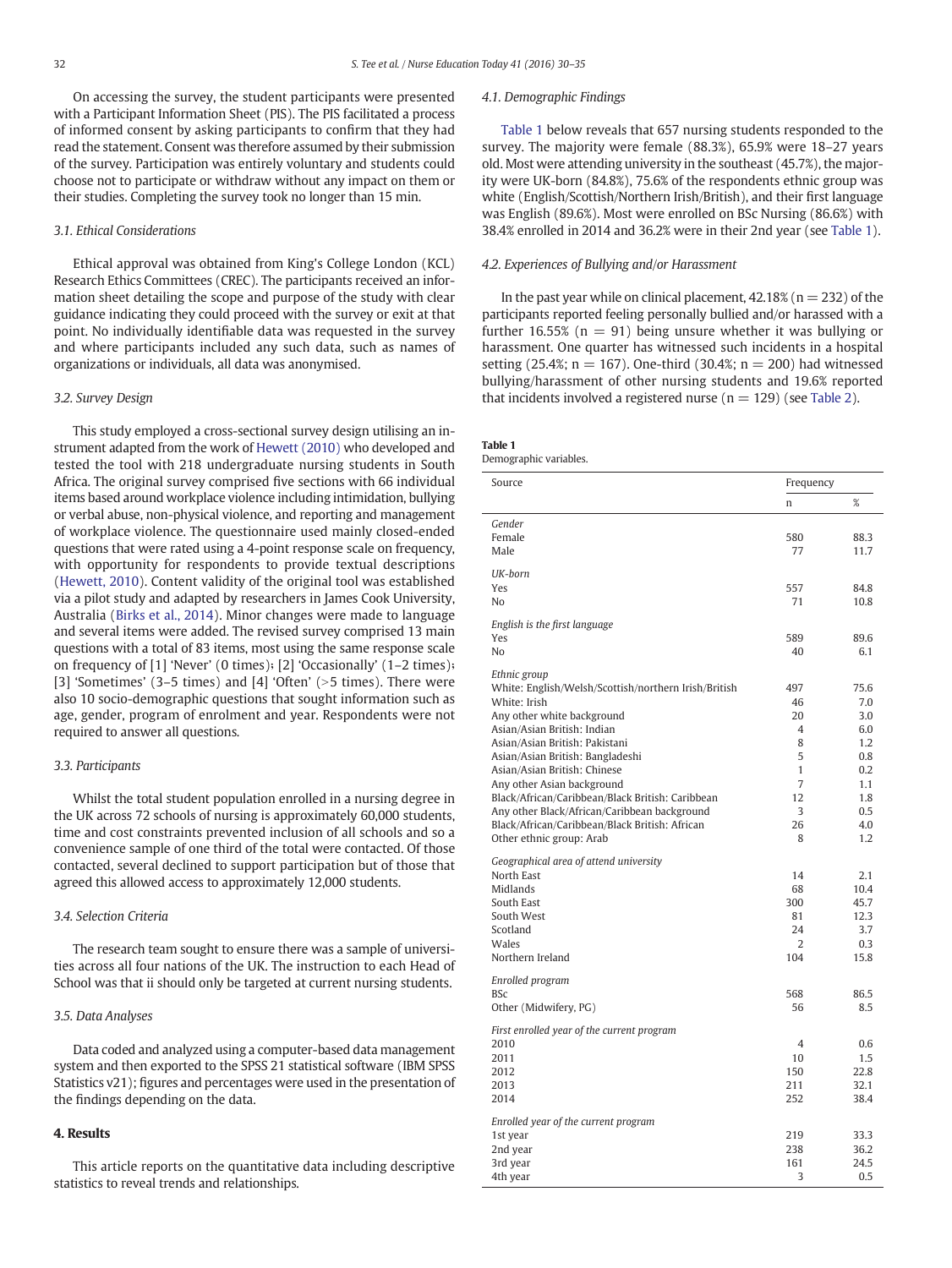On accessing the survey, the student participants were presented with a Participant Information Sheet (PIS). The PIS facilitated a process of informed consent by asking participants to confirm that they had read the statement. Consent was therefore assumed by their submission of the survey. Participation was entirely voluntary and students could choose not to participate or withdraw without any impact on them or their studies. Completing the survey took no longer than 15 min.

### 3.1. Ethical Considerations

Ethical approval was obtained from King's College London (KCL) Research Ethics Committees (CREC). The participants received an information sheet detailing the scope and purpose of the study with clear guidance indicating they could proceed with the survey or exit at that point. No individually identifiable data was requested in the survey and where participants included any such data, such as names of organizations or individuals, all data was anonymised.

### 3.2. Survey Design

This study employed a cross-sectional survey design utilising an instrument adapted from the work of Hewett (2010) who developed and tested the tool with 218 undergraduate nursing students in South Africa. The original survey comprised five sections with 66 individual items based around workplace violence including intimidation, bullying or verbal abuse, non-physical violence, and reporting and management of workplace violence. The questionnaire used mainly closed-ended questions that were rated using a 4-point response scale on frequency, with opportunity for respondents to provide textual descriptions (Hewett, 2010). Content validity of the original tool was established via a pilot study and adapted by researchers in James Cook University, Australia (Birks et al., 2014). Minor changes were made to language and several items were added. The revised survey comprised 13 main questions with a total of 83 items, most using the same response scale on frequency of [1] 'Never' (0 times); [2] 'Occasionally' (1–2 times); [3] 'Sometimes' (3–5 times) and [4] 'Often' (>5 times). There were also 10 socio-demographic questions that sought information such as age, gender, program of enrolment and year. Respondents were not required to answer all questions.

### 3.3. Participants

Whilst the total student population enrolled in a nursing degree in the UK across 72 schools of nursing is approximately 60,000 students, time and cost constraints prevented inclusion of all schools and so a convenience sample of one third of the total were contacted. Of those contacted, several declined to support participation but of those that agreed this allowed access to approximately 12,000 students.

### 3.4. Selection Criteria

The research team sought to ensure there was a sample of universities across all four nations of the UK. The instruction to each Head of School was that ii should only be targeted at current nursing students.

### 3.5. Data Analyses

Data coded and analyzed using a computer-based data management system and then exported to the SPSS 21 statistical software (IBM SPSS Statistics v21); figures and percentages were used in the presentation of the findings depending on the data.

## 4. Results

This article reports on the quantitative data including descriptive statistics to reveal trends and relationships.

### 4.1. Demographic Findings

Table 1 below reveals that 657 nursing students responded to the survey. The majority were female (88.3%), 65.9% were 18–27 years old. Most were attending university in the southeast (45.7%), the majority were UK-born (84.8%), 75.6% of the respondents ethnic group was white (English/Scottish/Northern Irish/British), and their first language was English (89.6%). Most were enrolled on BSc Nursing (86.6%) with 38.4% enrolled in 2014 and 36.2% were in their 2nd year (see Table 1).

### 4.2. Experiences of Bullying and/or Harassment

In the past year while on clinical placement, 42.18% (n = 232) of the participants reported feeling personally bullied and/or harassed with a further 16.55% (n = 91) being unsure whether it was bullying or harassment. One quarter has witnessed such incidents in a hospital setting (25.4%; n = 167). One-third (30.4%; n = 200) had witnessed bullying/harassment of other nursing students and 19.6% reported that incidents involved a registered nurse (n = 129) (see Table 2).

**Table 1**
Demographic variables.

| Source | Frequency | |
|---|---|---|
| | n | % |
| *Gender* | | |
| Female | 580 | 88.3 |
| Male | 77 | 11.7 |
| *UK-born* | | |
| Yes | 557 | 84.8 |
| No | 71 | 10.8 |
| *English is the first language* | | |
| Yes | 589 | 89.6 |
| No | 40 | 6.1 |
| *Ethnic group* | | |
| White: English/Welsh/Scottish/northern Irish/British | 497 | 75.6 |
| White: Irish | 46 | 7.0 |
| Any other white background | 20 | 3.0 |
| Asian/Asian British: Indian | 4 | 6.0 |
| Asian/Asian British: Pakistani | 8 | 1.2 |
| Asian/Asian British: Bangladeshi | 5 | 0.8 |
| Asian/Asian British: Chinese | 1 | 0.2 |
| Any other Asian background | 7 | 1.1 |
| Black/African/Caribbean/Black British: Caribbean | 12 | 1.8 |
| Any other Black/African/Caribbean background | 3 | 0.5 |
| Black/African/Caribbean/Black British: African | 26 | 4.0 |
| Other ethnic group: Arab | 8 | 1.2 |
| *Geographical area of attend university* | | |
| North East | 14 | 2.1 |
| Midlands | 68 | 10.4 |
| South East | 300 | 45.7 |
| South West | 81 | 12.3 |
| Scotland | 24 | 3.7 |
| Wales | 2 | 0.3 |
| Northern Ireland | 104 | 15.8 |
| *Enrolled program* | | |
| BSc | 568 | 86.5 |
| Other (Midwifery, PG) | 56 | 8.5 |
| *First enrolled year of the current program* | | |
| 2010 | 4 | 0.6 |
| 2011 | 10 | 1.5 |
| 2012 | 150 | 22.8 |
| 2013 | 211 | 32.1 |
| 2014 | 252 | 38.4 |
| *Enrolled year of the current program* | | |
| 1st year | 219 | 33.3 |
| 2nd year | 238 | 36.2 |
| 3rd year | 161 | 24.5 |
| 4th year | 3 | 0.5 |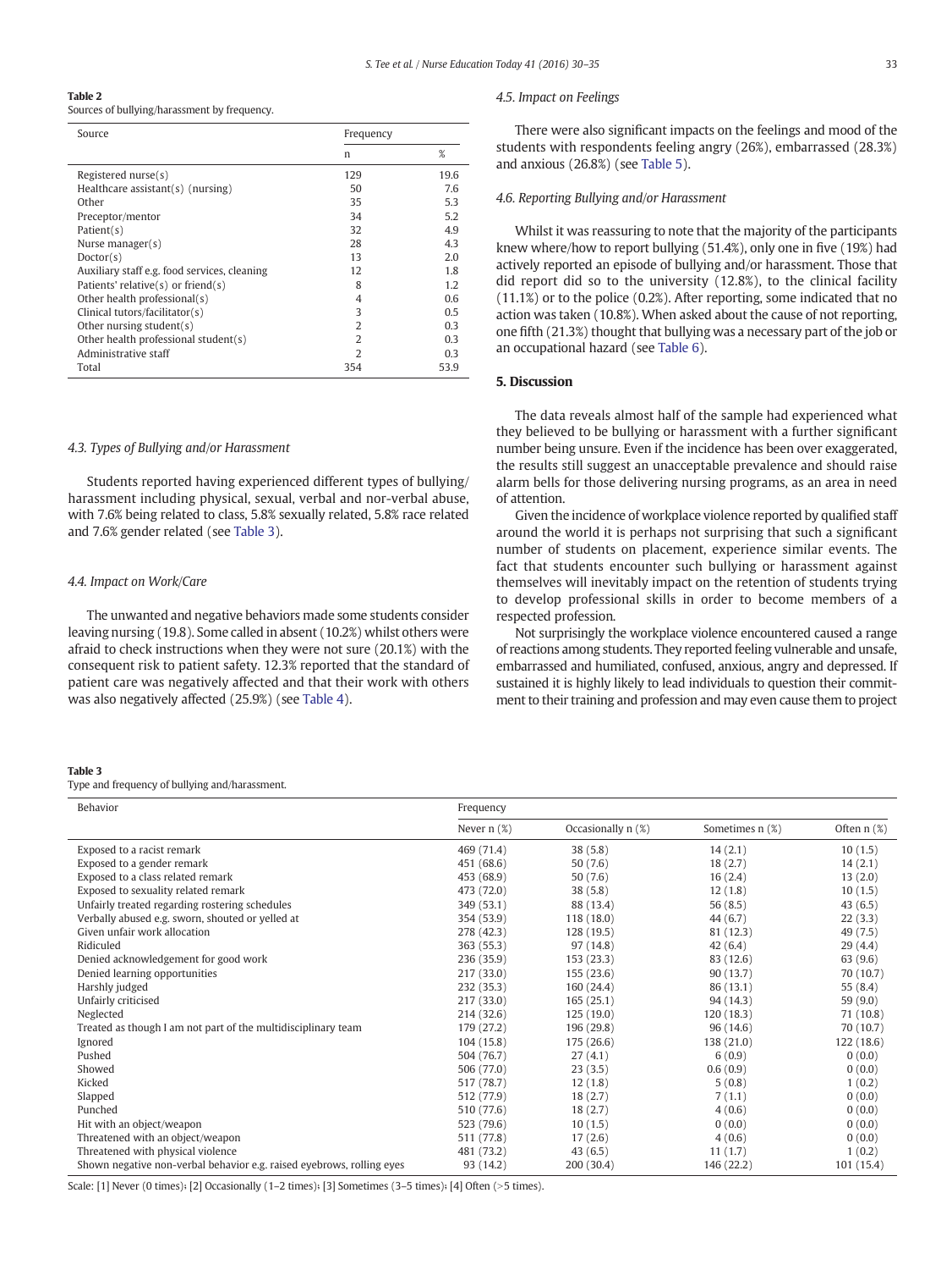**Table 2**
Sources of bullying/harassment by frequency.

| Source | Frequency | |
|---|---|---|
| | n | % |
| Registered nurse(s) | 129 | 19.6 |
| Healthcare assistant(s) (nursing) | 50 | 7.6 |
| Other | 35 | 5.3 |
| Preceptor/mentor | 34 | 5.2 |
| Patient(s) | 32 | 4.9 |
| Nurse manager(s) | 28 | 4.3 |
| Doctor(s) | 13 | 2.0 |
| Auxiliary staff e.g. food services, cleaning | 12 | 1.8 |
| Patients' relative(s) or friend(s) | 8 | 1.2 |
| Other health professional(s) | 4 | 0.6 |
| Clinical tutors/facilitator(s) | 3 | 0.5 |
| Other nursing student(s) | 2 | 0.3 |
| Other health professional student(s) | 2 | 0.3 |
| Administrative staff | 2 | 0.3 |
| Total | 354 | 53.9 |

### 4.3. Types of Bullying and/or Harassment

Students reported having experienced different types of bullying/harassment including physical, sexual, verbal and nor-verbal abuse, with 7.6% being related to class, 5.8% sexually related, 5.8% race related and 7.6% gender related (see Table 3).

### 4.4. Impact on Work/Care

The unwanted and negative behaviors made some students consider leaving nursing (19.8). Some called in absent (10.2%) whilst others were afraid to check instructions when they were not sure (20.1%) with the consequent risk to patient safety. 12.3% reported that the standard of patient care was negatively affected and that their work with others was also negatively affected (25.9%) (see Table 4).

### 4.5. Impact on Feelings

There were also significant impacts on the feelings and mood of the students with respondents feeling angry (26%), embarrassed (28.3%) and anxious (26.8%) (see Table 5).

### 4.6. Reporting Bullying and/or Harassment

Whilst it was reassuring to note that the majority of the participants knew where/how to report bullying (51.4%), only one in five (19%) had actively reported an episode of bullying and/or harassment. Those that did report did so to the university (12.8%), to the clinical facility (11.1%) or to the police (0.2%). After reporting, some indicated that no action was taken (10.8%). When asked about the cause of not reporting, one fifth (21.3%) thought that bullying was a necessary part of the job or an occupational hazard (see Table 6).

## 5. Discussion

The data reveals almost half of the sample had experienced what they believed to be bullying or harassment with a further significant number being unsure. Even if the incidence has been over exaggerated, the results still suggest an unacceptable prevalence and should raise alarm bells for those delivering nursing programs, as an area in need of attention.

Given the incidence of workplace violence reported by qualified staff around the world it is perhaps not surprising that such a significant number of students on placement, experience similar events. The fact that students encounter such bullying or harassment against themselves will inevitably impact on the retention of students trying to develop professional skills in order to become members of a respected profession.

Not surprisingly the workplace violence encountered caused a range of reactions among students. They reported feeling vulnerable and unsafe, embarrassed and humiliated, confused, anxious, angry and depressed. If sustained it is highly likely to lead individuals to question their commitment to their training and profession and may even cause them to project

**Table 3**
Type and frequency of bullying and/harassment.

| Behavior | Frequency | | | |
|---|---|---|---|---|
| | Never n (%) | Occasionally n (%) | Sometimes n (%) | Often n (%) |
| Exposed to a racist remark | 469 (71.4) | 38 (5.8) | 14 (2.1) | 10 (1.5) |
| Exposed to a gender remark | 451 (68.6) | 50 (7.6) | 18 (2.7) | 14 (2.1) |
| Exposed to a class related remark | 453 (68.9) | 50 (7.6) | 16 (2.4) | 13 (2.0) |
| Exposed to sexuality related remark | 473 (72.0) | 38 (5.8) | 12 (1.8) | 10 (1.5) |
| Unfairly treated regarding rostering schedules | 349 (53.1) | 88 (13.4) | 56 (8.5) | 43 (6.5) |
| Verbally abused e.g. sworn, shouted or yelled at | 354 (53.9) | 118 (18.0) | 44 (6.7) | 22 (3.3) |
| Given unfair work allocation | 278 (42.3) | 128 (19.5) | 81 (12.3) | 49 (7.5) |
| Ridiculed | 363 (55.3) | 97 (14.8) | 42 (6.4) | 29 (4.4) |
| Denied acknowledgement for good work | 236 (35.9) | 153 (23.3) | 83 (12.6) | 63 (9.6) |
| Denied learning opportunities | 217 (33.0) | 155 (23.6) | 90 (13.7) | 70 (10.7) |
| Harshly judged | 232 (35.3) | 160 (24.4) | 86 (13.1) | 55 (8.4) |
| Unfairly criticised | 217 (33.0) | 165 (25.1) | 94 (14.3) | 59 (9.0) |
| Neglected | 214 (32.6) | 125 (19.0) | 120 (18.3) | 71 (10.8) |
| Treated as though I am not part of the multidisciplinary team | 179 (27.2) | 196 (29.8) | 96 (14.6) | 70 (10.7) |
| Ignored | 104 (15.8) | 175 (26.6) | 138 (21.0) | 122 (18.6) |
| Pushed | 504 (76.7) | 27 (4.1) | 6 (0.9) | 0 (0.0) |
| Showed | 506 (77.0) | 23 (3.5) | 0.6 (0.9) | 0 (0.0) |
| Kicked | 517 (78.7) | 12 (1.8) | 5 (0.8) | 1 (0.2) |
| Slapped | 512 (77.9) | 18 (2.7) | 7 (1.1) | 0 (0.0) |
| Punched | 510 (77.6) | 18 (2.7) | 4 (0.6) | 0 (0.0) |
| Hit with an object/weapon | 523 (79.6) | 10 (1.5) | 0 (0.0) | 0 (0.0) |
| Threatened with an object/weapon | 511 (77.8) | 17 (2.6) | 4 (0.6) | 0 (0.0) |
| Threatened with physical violence | 481 (73.2) | 43 (6.5) | 11 (1.7) | 1 (0.2) |
| Shown negative non-verbal behavior e.g. raised eyebrows, rolling eyes | 93 (14.2) | 200 (30.4) | 146 (22.2) | 101 (15.4) |

Scale: [1] Never (0 times); [2] Occasionally (1–2 times); [3] Sometimes (3–5 times); [4] Often (>5 times).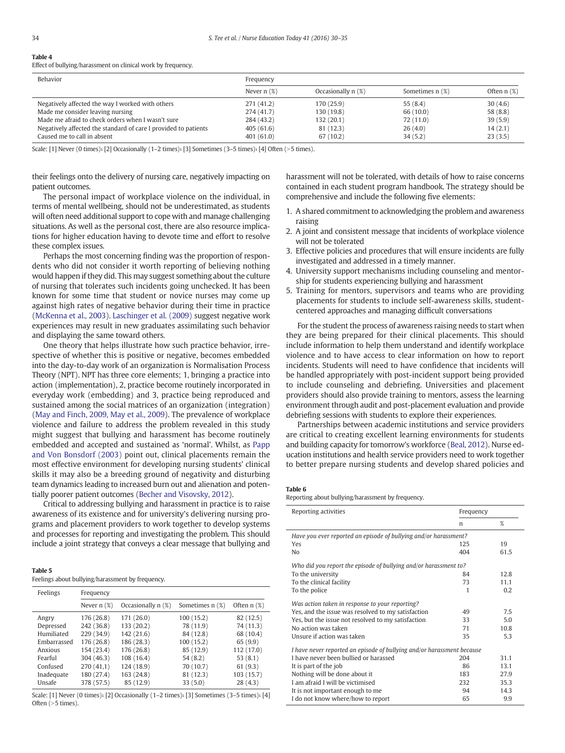**Table 4**
Effect of bullying/harassment on clinical work by frequency.

| Behavior | Frequency | | | |
|---|---|---|---|---|
| | Never n (%) | Occasionally n (%) | Sometimes n (%) | Often n (%) |
| Negatively affected the way I worked with others | 271 (41.2) | 170 (25.9) | 55 (8.4) | 30 (4.6) |
| Made me consider leaving nursing | 274 (41.7) | 130 (19.8) | 66 (10.0) | 58 (8.8) |
| Made me afraid to check orders when I wasn't sure | 284 (43.2) | 132 (20.1) | 72 (11.0) | 39 (5.9) |
| Negatively affected the standard of care I provided to patients | 405 (61.6) | 81 (12.3) | 26 (4.0) | 14 (2.1) |
| Caused me to call in absent | 401 (61.0) | 67 (10.2) | 34 (5.2) | 23 (3.5) |

Scale: [1] Never (0 times); [2] Occasionally (1–2 times); [3] Sometimes (3–5 times); [4] Often (>5 times).

their feelings onto the delivery of nursing care, negatively impacting on patient outcomes.

The personal impact of workplace violence on the individual, in terms of mental wellbeing, should not be underestimated, as students will often need additional support to cope with and manage challenging situations. As well as the personal cost, there are also resource implications for higher education having to devote time and effort to resolve these complex issues.

Perhaps the most concerning finding was the proportion of respondents who did not consider it worth reporting of believing nothing would happen if they did. This may suggest something about the culture of nursing that tolerates such incidents going unchecked. It has been known for some time that student or novice nurses may come up against high rates of negative behavior during their time in practice (McKenna et al., 2003). Laschinger et al. (2009) suggest negative work experiences may result in new graduates assimilating such behavior and displaying the same toward others.

One theory that helps illustrate how such practice behavior, irrespective of whether this is positive or negative, becomes embedded into the day-to-day work of an organization is Normalisation Process Theory (NPT). NPT has three core elements; 1, bringing a practice into action (implementation), 2, practice become routinely incorporated in everyday work (embedding) and 3, practice being reproduced and sustained among the social matrices of an organization (integration) (May and Finch, 2009, May et al., 2009). The prevalence of workplace violence and failure to address the problem revealed in this study might suggest that bullying and harassment has become routinely embedded and accepted and sustained as 'normal'. Whilst, as Papp and Von Bonsdorf (2003) point out, clinical placements remain the most effective environment for developing nursing students' clinical skills it may also be a breeding ground of negativity and disturbing team dynamics leading to increased burn out and alienation and potentially poorer patient outcomes (Becher and Visovsky, 2012).

Critical to addressing bullying and harassment in practice is to raise awareness of its existence and for university's delivering nursing programs and placement providers to work together to develop systems and processes for reporting and investigating the problem. This should include a joint strategy that conveys a clear message that bullying and harassment will not be tolerated, with details of how to raise concerns contained in each student program handbook. The strategy should be comprehensive and include the following five elements:

1. A shared commitment to acknowledging the problem and awareness raising
2. A joint and consistent message that incidents of workplace violence will not be tolerated
3. Effective policies and procedures that will ensure incidents are fully investigated and addressed in a timely manner.
4. University support mechanisms including counseling and mentorship for students experiencing bullying and harassment
5. Training for mentors, supervisors and teams who are providing placements for students to include self-awareness skills, student-centered approaches and managing difficult conversations

For the student the process of awareness raising needs to start when they are being prepared for their clinical placements. This should include information to help them understand and identify workplace violence and to have access to clear information on how to report incidents. Students will need to have confidence that incidents will be handled appropriately with post-incident support being provided to include counseling and debriefing. Universities and placement providers should also provide training to mentors, assess the learning environment through audit and post-placement evaluation and provide debriefing sessions with students to explore their experiences.

Partnerships between academic institutions and service providers are critical to creating excellent learning environments for students and building capacity for tomorrow's workforce (Beal, 2012). Nurse education institutions and health service providers need to work together to better prepare nursing students and develop shared policies and

**Table 5**
Feelings about bullying/harassment by frequency.

| Feelings | Frequency | | | |
|---|---|---|---|---|
| | Never n (%) | Occasionally n (%) | Sometimes n (%) | Often n (%) |
| Angry | 176 (26.8) | 171 (26.0) | 100 (15.2) | 82 (12.5) |
| Depressed | 242 (36.8) | 133 (20.2) | 78 (11.9) | 74 (11.3) |
| Humiliated | 229 (34.9) | 142 (21.6) | 84 (12.8) | 68 (10.4) |
| Embarrassed | 176 (26.8) | 186 (28.3) | 100 (15.2) | 65 (9.9) |
| Anxious | 154 (23.4) | 176 (26.8) | 85 (12.9) | 112 (17.0) |
| Fearful | 304 (46.3) | 108 (16.4) | 54 (8.2) | 53 (8.1) |
| Confused | 270 (41,1) | 124 (18.9) | 70 (10.7) | 61 (9.3) |
| Inadequate | 180 (27.4) | 163 (24.8) | 81 (12.3) | 103 (15.7) |
| Unsafe | 378 (57.5) | 85 (12.9) | 33 (5.0) | 28 (4.3) |

Scale: [1] Never (0 times); [2] Occasionally (1–2 times); [3] Sometimes (3–5 times); [4] Often (>5 times).

**Table 6**
Reporting about bullying/harassment by frequency.

| Reporting activities | Frequency | |
|---|---|---|
| | n | % |
| *Have you ever reported an episode of bullying and/or harassment?* | | |
| Yes | 125 | 19 |
| No | 404 | 61.5 |
| *Who did you report the episode of bullying and/or harassment to?* | | |
| To the university | 84 | 12.8 |
| To the clinical facility | 73 | 11.1 |
| To the police | 1 | 0.2 |
| *Was action taken in response to your reporting?* | | |
| Yes, and the issue was resolved to my satisfaction | 49 | 7.5 |
| Yes, but the issue not resolved to my satisfaction | 33 | 5.0 |
| No action was taken | 71 | 10.8 |
| Unsure if action was taken | 35 | 5.3 |
| *I have never reported an episode of bullying and/or harassment because* | | |
| I have never been bullied or harassed | 204 | 31.1 |
| It is part of the job | 86 | 13.1 |
| Nothing will be done about it | 183 | 27.9 |
| I am afraid I will be victimised | 232 | 35.3 |
| It is not important enough to me | 94 | 14.3 |
| I do not know where/how to report | 65 | 9.9 |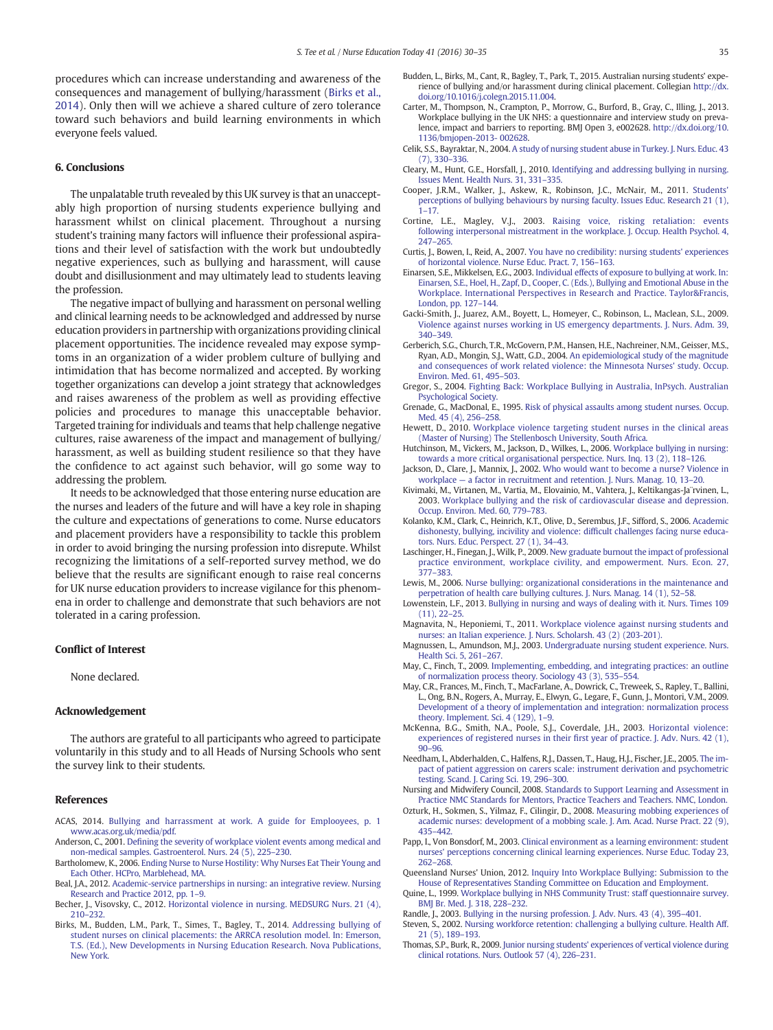procedures which can increase understanding and awareness of the consequences and management of bullying/harassment (Birks et al., 2014). Only then will we achieve a shared culture of zero tolerance toward such behaviors and build learning environments in which everyone feels valued.

## 6. Conclusions

The unpalatable truth revealed by this UK survey is that an unacceptably high proportion of nursing students experience bullying and harassment whilst on clinical placement. Throughout a nursing student's training many factors will influence their professional aspirations and their level of satisfaction with the work but undoubtedly negative experiences, such as bullying and harassment, will cause doubt and disillusionment and may ultimately lead to students leaving the profession.

The negative impact of bullying and harassment on personal welling and clinical learning needs to be acknowledged and addressed by nurse education providers in partnership with organizations providing clinical placement opportunities. The incidence revealed may expose symptoms in an organization of a wider problem culture of bullying and intimidation that has become normalized and accepted. By working together organizations can develop a joint strategy that acknowledges and raises awareness of the problem as well as providing effective policies and procedures to manage this unacceptable behavior. Targeted training for individuals and teams that help challenge negative cultures, raise awareness of the impact and management of bullying/harassment, as well as building student resilience so that they have the confidence to act against such behavior, will go some way to addressing the problem.

It needs to be acknowledged that those entering nurse education are the nurses and leaders of the future and will have a key role in shaping the culture and expectations of generations to come. Nurse educators and placement providers have a responsibility to tackle this problem in order to avoid bringing the nursing profession into disrepute. Whilst recognizing the limitations of a self-reported survey method, we do believe that the results are significant enough to raise real concerns for UK nurse education providers to increase vigilance for this phenomena in order to challenge and demonstrate that such behaviors are not tolerated in a caring profession.

## Conflict of Interest

None declared.

## Acknowledgement

The authors are grateful to all participants who agreed to participate voluntarily in this study and to all Heads of Nursing Schools who sent the survey link to their students.

## References

ACAS, 2014. Bullying and harrassment at work. A guide for Emplooyees, p. 1 www.acas.org.uk/media/pdf.

Anderson, C., 2001. Defining the severity of workplace violent events among medical and non-medical samples. Gastroenterol. Nurs. 24 (5), 225–230.

Bartholomew, K., 2006. Ending Nurse to Nurse Hostility: Why Nurses Eat Their Young and Each Other. HCPro, Marblehead, MA.

Beal, J.A., 2012. Academic-service partnerships in nursing: an integrative review. Nursing Research and Practice 2012, pp. 1–9.

Becher, J., Visovsky, C., 2012. Horizontal violence in nursing. MEDSURG Nurs. 21 (4), 210–232.

Birks, M., Budden, L.M., Park, T., Simes, T., Bagley, T., 2014. Addressing bullying of student nurses on clinical placements: the ARRCA resolution model. In: Emerson, T.S. (Ed.), New Developments in Nursing Education Research. Nova Publications, New York.

Budden, L., Birks, M., Cant, R., Bagley, T., Park, T., 2015. Australian nursing students' experience of bullying and/or harassment during clinical placement. Collegian http://dx.doi.org/10.1016/j.colegn.2015.11.004.

Carter, M., Thompson, N., Crampton, P., Morrow, G., Burford, B., Gray, C., Illing, J., 2013. Workplace bullying in the UK NHS: a questionnaire and interview study on prevalence, impact and barriers to reporting. BMJ Open 3, e002628. http://dx.doi.org/10.1136/bmjopen-2013- 002628.

Celik, S.S., Bayraktar, N., 2004. A study of nursing student abuse in Turkey. J. Nurs. Educ. 43 (7), 330–336.

Cleary, M., Hunt, G.E., Horsfall, J., 2010. Identifying and addressing bullying in nursing. Issues Ment. Health Nurs. 31, 331–335.

Cooper, J.R.M., Walker, J., Askew, R., Robinson, J.C., McNair, M., 2011. Students' perceptions of bullying behaviours by nursing faculty. Issues Educ. Research 21 (1), 1–17.

Cortine, L.E., Magley, V.J., 2003. Raising voice, risking retaliation: events following interpersonal mistreatment in the workplace. J. Occup. Health Psychol. 4, 247–265.

Curtis, J., Bowen, I., Reid, A., 2007. You have no credibility: nursing students' experiences of horizontal violence. Nurse Educ. Pract. 7, 156–163.

Einarsen, S.E., Mikkelsen, E.G., 2003. Individual effects of exposure to bullying at work. In: Einarsen, S.E., Hoel, H., Zapf, D., Cooper, C. (Eds.), Bullying and Emotional Abuse in the Workplace. International Perspectives in Research and Practice. Taylor&Francis, London, pp. 127–144.

Gacki-Smith, J., Juarez, A.M., Boyett, L., Homeyer, C., Robinson, L., Maclean, S.L., 2009. Violence against nurses working in US emergency departments. J. Nurs. Adm. 39, 340–349.

Gerberich, S.G., Church, T.R., McGovern, P.M., Hansen, H.E., Nachreiner, N.M., Geisser, M.S., Ryan, A.D., Mongin, S.J., Watt, G.D., 2004. An epidemiological study of the magnitude and consequences of work related violence: the Minnesota Nurses' study. Occup. Environ. Med. 61, 495–503.

Gregor, S., 2004. Fighting Back: Workplace Bullying in Australia, InPsych. Australian Psychological Society.

Grenade, G., MacDonal, E., 1995. Risk of physical assaults among student nurses. Occup. Med. 45 (4), 256–258.

Hewett, D., 2010. Workplace violence targeting student nurses in the clinical areas (Master of Nursing) The Stellenbosch University, South Africa.

Hutchinson, M., Vickers, M., Jackson, D., Wilkes, L., 2006. Workplace bullying in nursing: towards a more critical organisational perspective. Nurs. Inq. 13 (2), 118–126.

Jackson, D., Clare, J., Mannix, J., 2002. Who would want to become a nurse? Violence in workplace — a factor in recruitment and retention. J. Nurs. Manag. 10, 13–20.

Kivimaki, M., Virtanen, M., Vartia, M., Elovainio, M., Vahtera, J., Keltingakas-Ja¨rvinen, L., 2003. Workplace bullying and the risk of cardiovascular disease and depression. Occup. Environ. Med. 60, 779–783.

Kolanko, K.M., Clark, C., Heinrich, K.T., Olive, D., Serembus, J.F., Sifford, S., 2006. Academic dishonesty, bullying, incivility and violence: difficult challenges facing nurse educators. Nurs. Educ. Perspect. 27 (1), 34–43.

Laschinger, H., Finegan, J., Wilk, P., 2009. New graduate burnout the impact of professional practice environment, workplace civility, and empowerment. Nurs. Econ. 27, 377–383.

Lewis, M., 2006. Nurse bullying: organizational considerations in the maintenance and perpetration of health care bullying cultures. J. Nurs. Manag. 14 (1), 52–58.

Lowenstein, L.F., 2013. Bullying in nursing and ways of dealing with it. Nurs. Times 109 (11), 22–25.

Magnavita, N., Heponiemi, T., 2011. Workplace violence against nursing students and nurses: an Italian experience. J. Nurs. Scholarsh. 43 (2) (203-201).

Magnussen, L., Amundson, M.J., 2003. Undergraduate nursing student experience. Nurs. Health Sci. 5, 261–267.

May, C., Finch, T., 2009. Implementing, embedding, and integrating practices: an outline of normalization process theory. Sociology 43 (3), 535–554.

May, C.R., Frances, M., Finch, T., MacFarlane, A., Dowrick, C., Treweek, S., Rapley, T., Ballini, L., Ong, B.N., Rogers, A., Murray, E., Elwyn, G., Legare, F., Gunn, J., Montori, V.M., 2009. Development of a theory of implementation and integration: normalization process theory. Implement. Sci. 4 (129), 1–9.

McKenna, B.G., Smith, N.A., Poole, S.J., Coverdale, J.H., 2003. Horizontal violence: experiences of registered nurses in their first year of practice. J. Adv. Nurs. 42 (1), 90–96.

Needham, I., Abderhalden, C., Halfens, R.J., Dassen, T., Haug, H.J., Fischer, J.E., 2005. The impact of patient aggression on carers scale: instrument derivation and psychometric testing. Scand. J. Caring Sci. 19, 296–300.

Nursing and Midwifery Council, 2008. Standards to Support Learning and Assessment in Practice NMC Standards for Mentors, Practice Teachers and Teachers. NMC, London.

Ozturk, H., Sokmen, S., Yilmaz, F., Cilingir, D., 2008. Measuring mobbing experiences of academic nurses: development of a mobbing scale. J. Am. Acad. Nurse Pract. 22 (9), 435–442.

Papp, I., Von Bonsdorf, M., 2003. Clinical environment as a learning environment: student nurses' perceptions concerning clinical learning experiences. Nurse Educ. Today 23, 262–268.

Queensland Nurses' Union, 2012. Inquiry Into Workplace Bullying: Submission to the House of Representatives Standing Committee on Education and Employment.

Quine, L., 1999. Workplace bullying in NHS Community Trust: staff questionnaire survey. BMJ Br. Med. J. 318, 228–232.

Randle, J., 2003. Bullying in the nursing profession. J. Adv. Nurs. 43 (4), 395–401.

Steven, S., 2002. Nursing workforce retention: challenging a bullying culture. Health Aff. 21 (5), 189–193.

Thomas, S.P., Burk, R., 2009. Junior nursing students' experiences of vertical violence during clinical rotations. Nurs. Outlook 57 (4), 226–231.